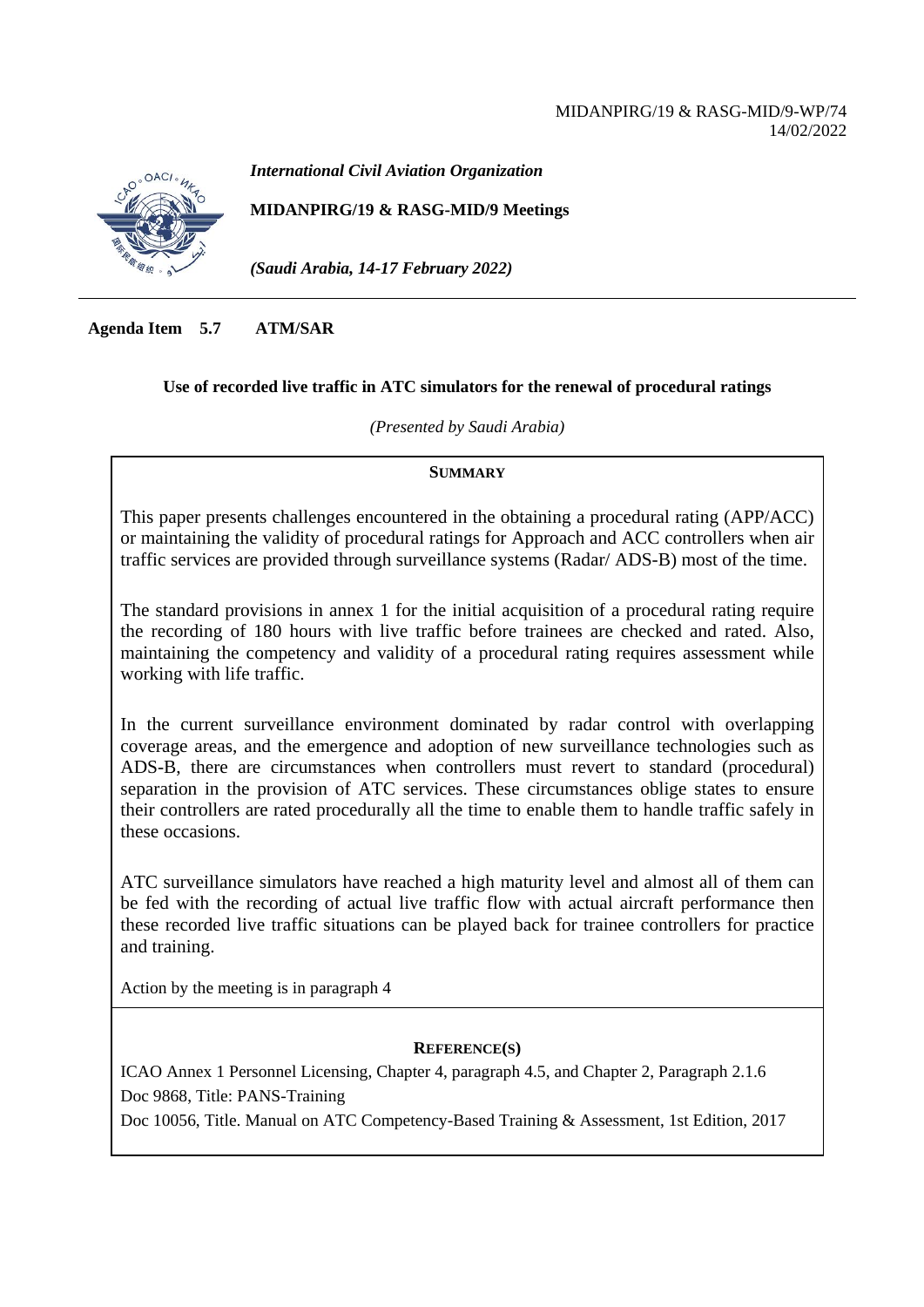MIDANPIRG/19 & RASG-MID/9-WP/74
14/02/2022

*International Civil Aviation Organization*

**MIDANPIRG/19 & RASG-MID/9 Meetings**

*(Saudi Arabia, 14-17 February 2022)*

---

**Agenda Item 5.7 ATM/SAR**

**Use of recorded live traffic in ATC simulators for the renewal of procedural ratings**

*(Presented by Saudi Arabia)*

**SUMMARY**

This paper presents challenges encountered in the obtaining a procedural rating (APP/ACC) or maintaining the validity of procedural ratings for Approach and ACC controllers when air traffic services are provided through surveillance systems (Radar/ ADS-B) most of the time.

The standard provisions in annex 1 for the initial acquisition of a procedural rating require the recording of 180 hours with live traffic before trainees are checked and rated. Also, maintaining the competency and validity of a procedural rating requires assessment while working with life traffic.

In the current surveillance environment dominated by radar control with overlapping coverage areas, and the emergence and adoption of new surveillance technologies such as ADS-B, there are circumstances when controllers must revert to standard (procedural) separation in the provision of ATC services. These circumstances oblige states to ensure their controllers are rated procedurally all the time to enable them to handle traffic safely in these occasions.

ATC surveillance simulators have reached a high maturity level and almost all of them can be fed with the recording of actual live traffic flow with actual aircraft performance then these recorded live traffic situations can be played back for trainee controllers for practice and training.

Action by the meeting is in paragraph 4

**REFERENCE(S)**

ICAO Annex 1 Personnel Licensing, Chapter 4, paragraph 4.5, and Chapter 2, Paragraph 2.1.6

Doc 9868, Title: PANS-Training

Doc 10056, Title. Manual on ATC Competency-Based Training & Assessment, 1st Edition, 2017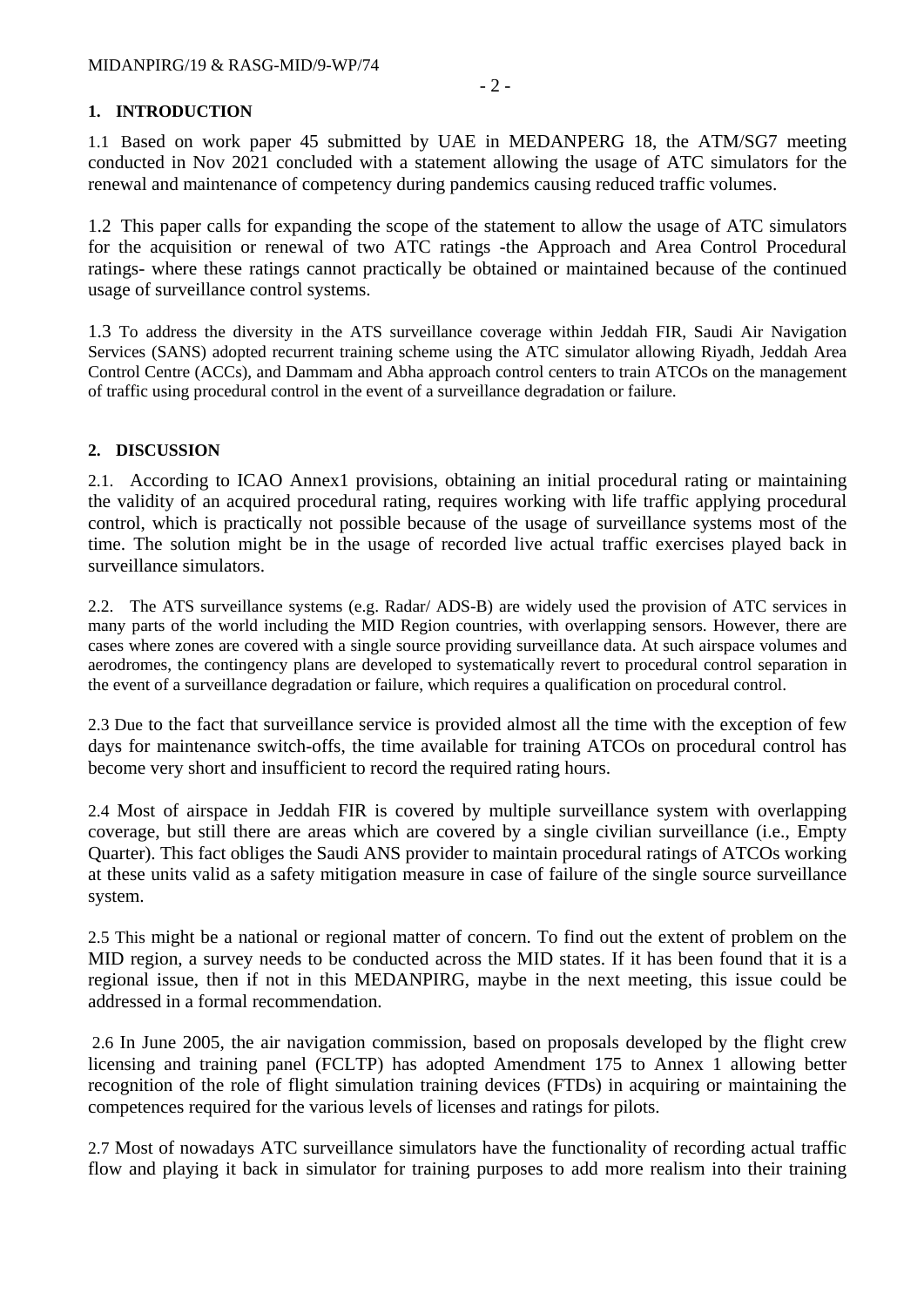## 1. INTRODUCTION

1.1 Based on work paper 45 submitted by UAE in MEDANPERG 18, the ATM/SG7 meeting conducted in Nov 2021 concluded with a statement allowing the usage of ATC simulators for the renewal and maintenance of competency during pandemics causing reduced traffic volumes.

1.2 This paper calls for expanding the scope of the statement to allow the usage of ATC simulators for the acquisition or renewal of two ATC ratings -the Approach and Area Control Procedural ratings- where these ratings cannot practically be obtained or maintained because of the continued usage of surveillance control systems.

1.3 To address the diversity in the ATS surveillance coverage within Jeddah FIR, Saudi Air Navigation Services (SANS) adopted recurrent training scheme using the ATC simulator allowing Riyadh, Jeddah Area Control Centre (ACCs), and Dammam and Abha approach control centers to train ATCOs on the management of traffic using procedural control in the event of a surveillance degradation or failure.

## 2. DISCUSSION

2.1. According to ICAO Annex1 provisions, obtaining an initial procedural rating or maintaining the validity of an acquired procedural rating, requires working with life traffic applying procedural control, which is practically not possible because of the usage of surveillance systems most of the time. The solution might be in the usage of recorded live actual traffic exercises played back in surveillance simulators.

2.2. The ATS surveillance systems (e.g. Radar/ ADS-B) are widely used the provision of ATC services in many parts of the world including the MID Region countries, with overlapping sensors. However, there are cases where zones are covered with a single source providing surveillance data. At such airspace volumes and aerodromes, the contingency plans are developed to systematically revert to procedural control separation in the event of a surveillance degradation or failure, which requires a qualification on procedural control.

2.3 Due to the fact that surveillance service is provided almost all the time with the exception of few days for maintenance switch-offs, the time available for training ATCOs on procedural control has become very short and insufficient to record the required rating hours.

2.4 Most of airspace in Jeddah FIR is covered by multiple surveillance system with overlapping coverage, but still there are areas which are covered by a single civilian surveillance (i.e., Empty Quarter). This fact obliges the Saudi ANS provider to maintain procedural ratings of ATCOs working at these units valid as a safety mitigation measure in case of failure of the single source surveillance system.

2.5 This might be a national or regional matter of concern. To find out the extent of problem on the MID region, a survey needs to be conducted across the MID states. If it has been found that it is a regional issue, then if not in this MEDANPIRG, maybe in the next meeting, this issue could be addressed in a formal recommendation.

2.6 In June 2005, the air navigation commission, based on proposals developed by the flight crew licensing and training panel (FCLTP) has adopted Amendment 175 to Annex 1 allowing better recognition of the role of flight simulation training devices (FTDs) in acquiring or maintaining the competences required for the various levels of licenses and ratings for pilots.

2.7 Most of nowadays ATC surveillance simulators have the functionality of recording actual traffic flow and playing it back in simulator for training purposes to add more realism into their training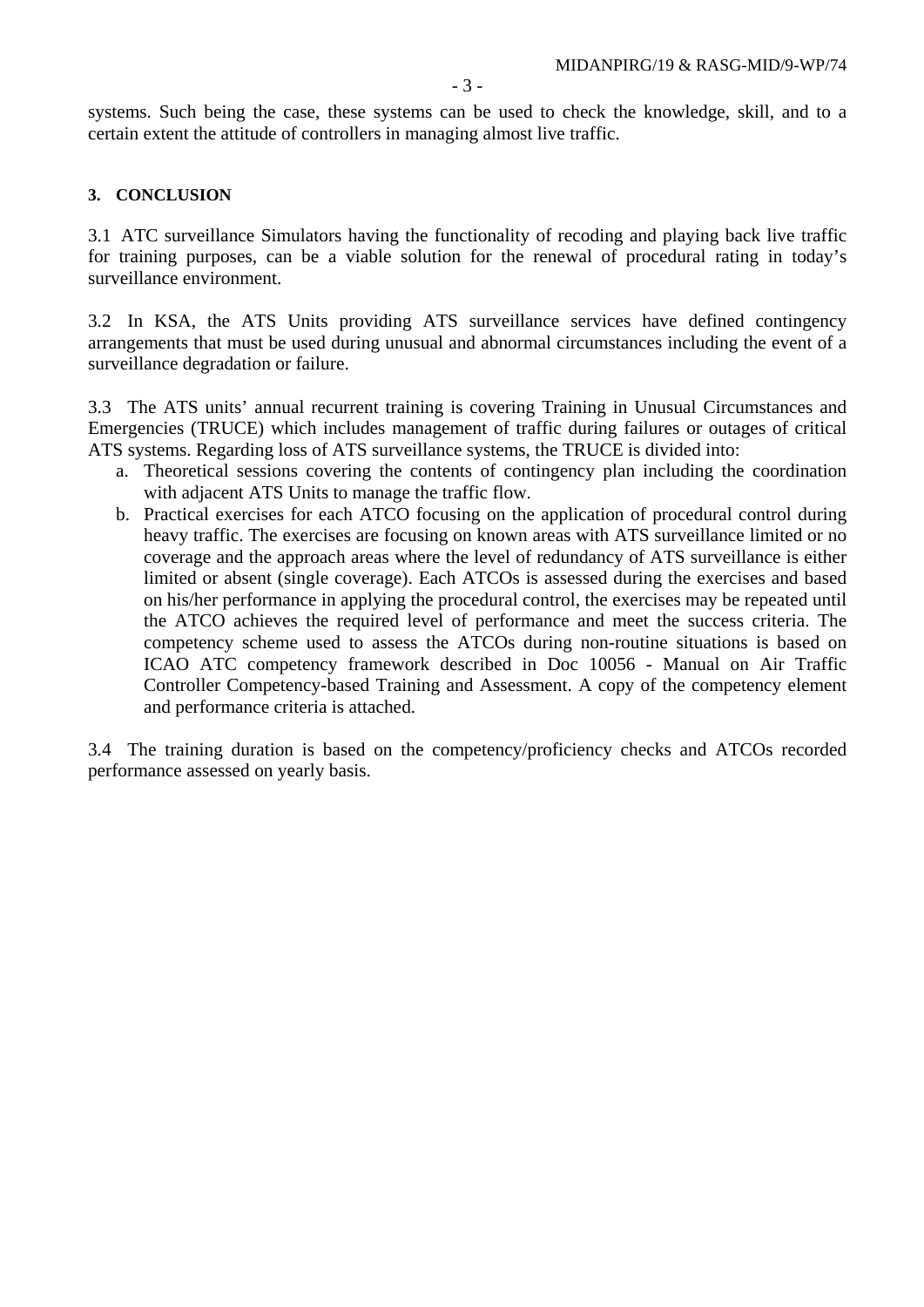systems. Such being the case, these systems can be used to check the knowledge, skill, and to a certain extent the attitude of controllers in managing almost live traffic.

## 3. CONCLUSION

3.1 ATC surveillance Simulators having the functionality of recoding and playing back live traffic for training purposes, can be a viable solution for the renewal of procedural rating in today's surveillance environment.

3.2 In KSA, the ATS Units providing ATS surveillance services have defined contingency arrangements that must be used during unusual and abnormal circumstances including the event of a surveillance degradation or failure.

3.3 The ATS units' annual recurrent training is covering Training in Unusual Circumstances and Emergencies (TRUCE) which includes management of traffic during failures or outages of critical ATS systems. Regarding loss of ATS surveillance systems, the TRUCE is divided into:

a. Theoretical sessions covering the contents of contingency plan including the coordination with adjacent ATS Units to manage the traffic flow.
b. Practical exercises for each ATCO focusing on the application of procedural control during heavy traffic. The exercises are focusing on known areas with ATS surveillance limited or no coverage and the approach areas where the level of redundancy of ATS surveillance is either limited or absent (single coverage). Each ATCOs is assessed during the exercises and based on his/her performance in applying the procedural control, the exercises may be repeated until the ATCO achieves the required level of performance and meet the success criteria. The competency scheme used to assess the ATCOs during non-routine situations is based on ICAO ATC competency framework described in Doc 10056 - Manual on Air Traffic Controller Competency-based Training and Assessment. A copy of the competency element and performance criteria is attached.

3.4 The training duration is based on the competency/proficiency checks and ATCOs recorded performance assessed on yearly basis.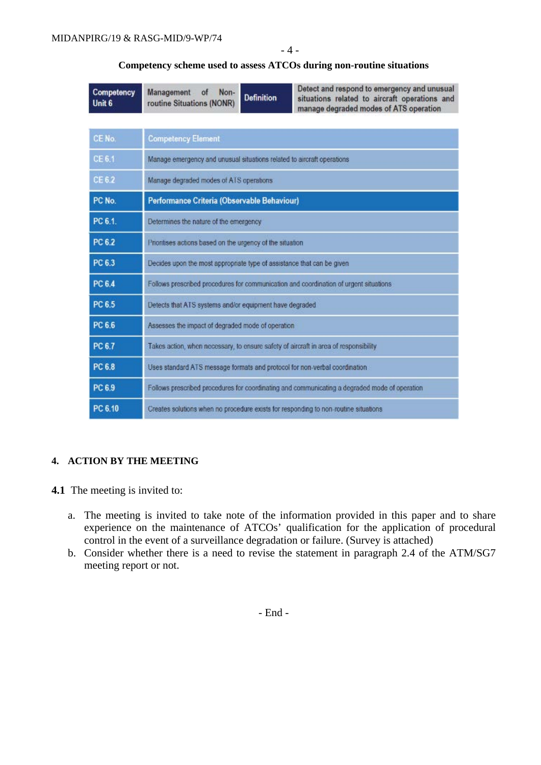**Competency scheme used to assess ATCOs during non-routine situations**

| Competency Unit 6 | Management of Non-routine Situations (NONR) | Definition | Detect and respond to emergency and unusual situations related to aircraft operations and manage degraded modes of ATS operation |
|---|---|---|---|

| CE No. | Competency Element |
|---|---|
| CE 6.1 | Manage emergency and unusual situations related to aircraft operations |
| CE 6.2 | Manage degraded modes of ATS operations |
| **PC No.** | **Performance Criteria (Observable Behaviour)** |
| PC 6.1. | Determines the nature of the emergency |
| PC 6.2 | Prioritises actions based on the urgency of the situation |
| PC 6.3 | Decides upon the most appropriate type of assistance that can be given |
| PC 6.4 | Follows prescribed procedures for communication and coordination of urgent situations |
| PC 6.5 | Detects that ATS systems and/or equipment have degraded |
| PC 6.6 | Assesses the impact of degraded mode of operation |
| PC 6.7 | Takes action, when necessary, to ensure safety of aircraft in area of responsibility |
| PC 6.8 | Uses standard ATS message formats and protocol for non-verbal coordination |
| PC 6.9 | Follows prescribed procedures for coordinating and communicating a degraded mode of operation |
| PC 6.10 | Creates solutions when no procedure exists for responding to non-routine situations |

## 4. ACTION BY THE MEETING

**4.1** The meeting is invited to:

a. The meeting is invited to take note of the information provided in this paper and to share experience on the maintenance of ATCOs' qualification for the application of procedural control in the event of a surveillance degradation or failure. (Survey is attached)

b. Consider whether there is a need to revise the statement in paragraph 2.4 of the ATM/SG7 meeting report or not.

- End -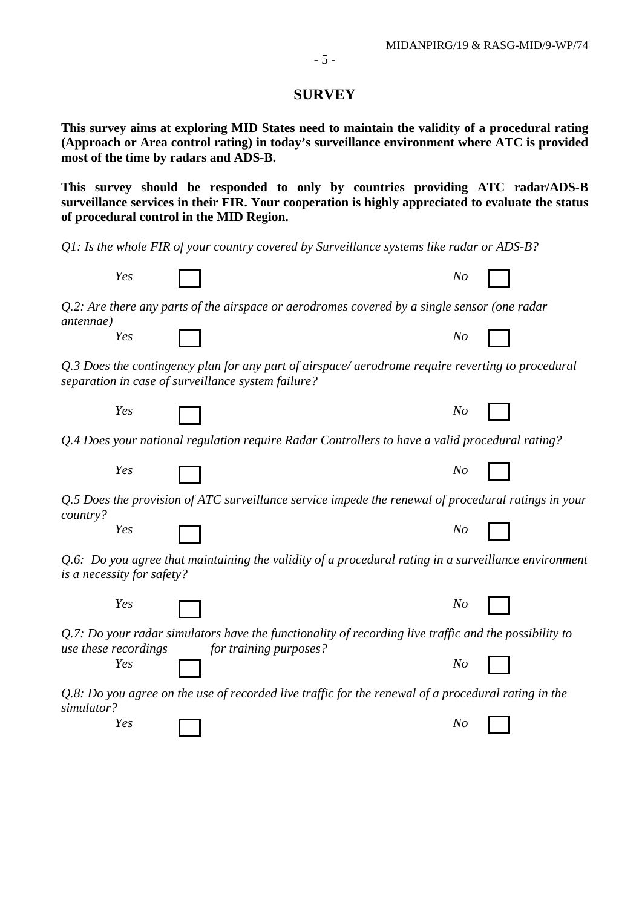## SURVEY

**This survey aims at exploring MID States need to maintain the validity of a procedural rating (Approach or Area control rating) in today's surveillance environment where ATC is provided most of the time by radars and ADS-B.**

**This survey should be responded to only by countries providing ATC radar/ADS-B surveillance services in their FIR. Your cooperation is highly appreciated to evaluate the status of procedural control in the MID Region.**

*Q1: Is the whole FIR of your country covered by Surveillance systems like radar or ADS-B?*

*Yes* ☐ *No* ☐

*Q.2: Are there any parts of the airspace or aerodromes covered by a single sensor (one radar antennae)*

*Yes* ☐ *No* ☐

*Q.3 Does the contingency plan for any part of airspace/ aerodrome require reverting to procedural separation in case of surveillance system failure?*

*Yes* ☐ *No* ☐

*Q.4 Does your national regulation require Radar Controllers to have a valid procedural rating?*

*Yes* ☐ *No* ☐

*Q.5 Does the provision of ATC surveillance service impede the renewal of procedural ratings in your country?*

*Yes* ☐ *No* ☐

*Q.6: Do you agree that maintaining the validity of a procedural rating in a surveillance environment is a necessity for safety?*

*Yes* ☐ *No* ☐

*Q.7: Do your radar simulators have the functionality of recording live traffic and the possibility to use these recordings for training purposes?*

*Yes* ☐ *No* ☐

*Q.8: Do you agree on the use of recorded live traffic for the renewal of a procedural rating in the simulator?*

*Yes* ☐ *No* ☐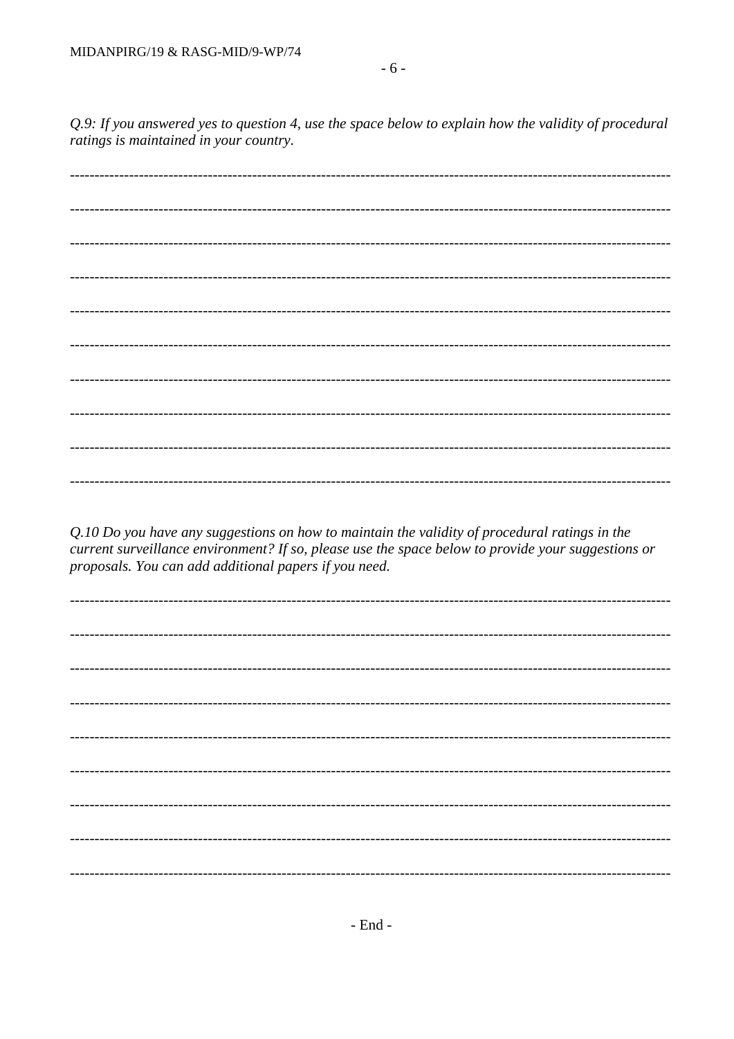*Q.9: If you answered yes to question 4, use the space below to explain how the validity of procedural ratings is maintained in your country.*

--------------------------------------------------------------------------------------------------------------------

--------------------------------------------------------------------------------------------------------------------

--------------------------------------------------------------------------------------------------------------------

--------------------------------------------------------------------------------------------------------------------

--------------------------------------------------------------------------------------------------------------------

--------------------------------------------------------------------------------------------------------------------

--------------------------------------------------------------------------------------------------------------------

--------------------------------------------------------------------------------------------------------------------

--------------------------------------------------------------------------------------------------------------------

--------------------------------------------------------------------------------------------------------------------

*Q.10 Do you have any suggestions on how to maintain the validity of procedural ratings in the current surveillance environment? If so, please use the space below to provide your suggestions or proposals. You can add additional papers if you need.*

--------------------------------------------------------------------------------------------------------------------

--------------------------------------------------------------------------------------------------------------------

--------------------------------------------------------------------------------------------------------------------

--------------------------------------------------------------------------------------------------------------------

--------------------------------------------------------------------------------------------------------------------

--------------------------------------------------------------------------------------------------------------------

--------------------------------------------------------------------------------------------------------------------

--------------------------------------------------------------------------------------------------------------------

--------------------------------------------------------------------------------------------------------------------

- End -